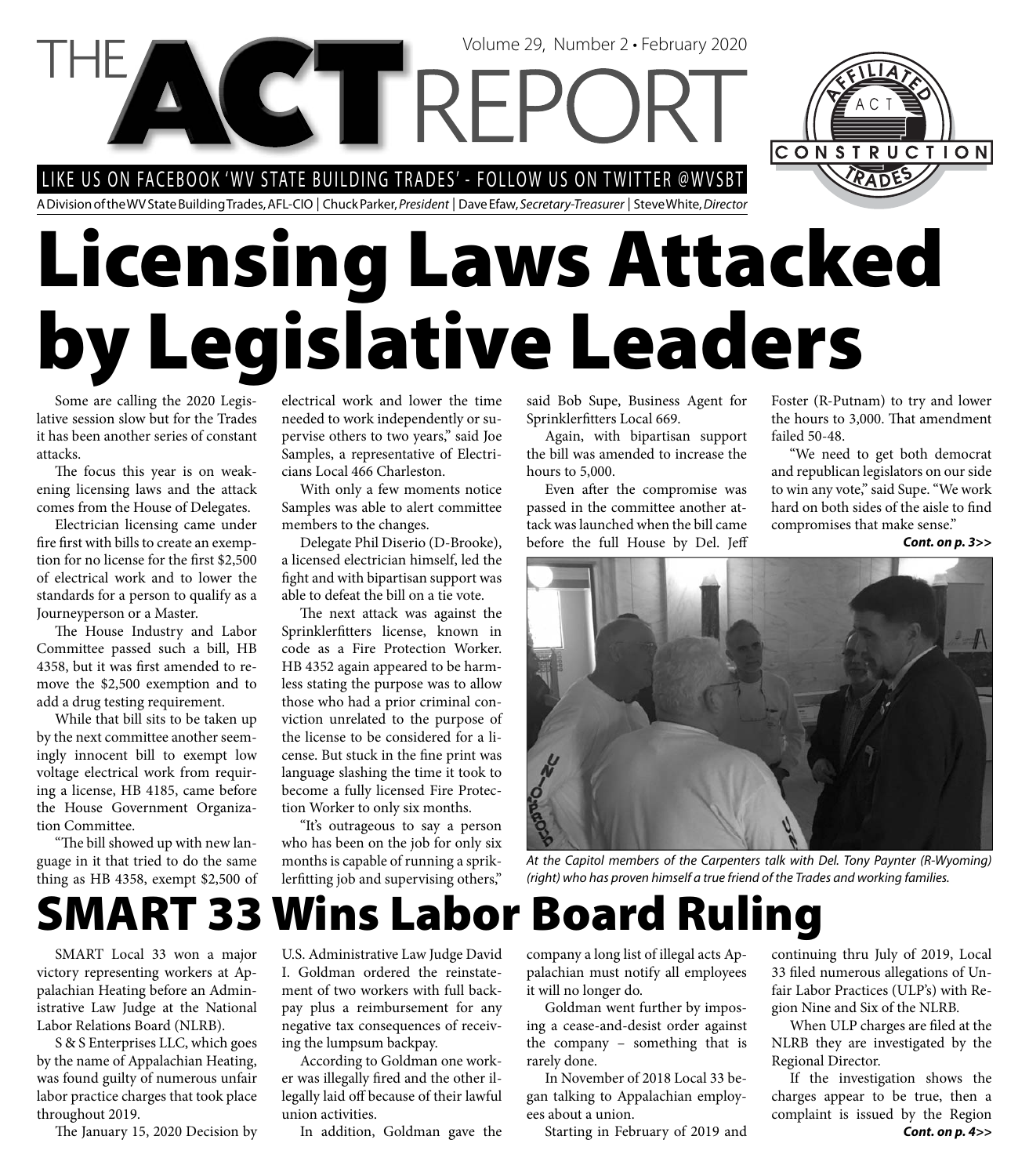# THE ACT REPORT

Volume 29, Number 2 • February 2020

LIKE US ON FACEBOOK 'WV STATE BUILDING TRADES' - FOLLOW US ON TWITTER @WVSBT

A Division of the WV State Building Trades, AFL-CIO | Chuck Parker, *President* | Dave Efaw, *Secretary-Treasurer* | Steve White, *Director*

# Licensing Laws Attacked by Legislative Leaders

Some are calling the 2020 Legislative session slow but for the Trades it has been another series of constant attacks.

The focus this year is on weakening licensing laws and the attack comes from the House of Delegates.

Electrician licensing came under fire first with bills to create an exemption for no license for the first $2,500 of electrical work and to lower the standards for a person to qualify as a Journeyperson or a Master.

The House Industry and Labor Committee passed such a bill, HB 4358, but it was first amended to remove the $2,500 exemption and to add a drug testing requirement.

While that bill sits to be taken up by the next committee another seemingly innocent bill to exempt low voltage electrical work from requiring a license, HB 4185, came before the House Government Organization Committee.

"The bill showed up with new language in it that tried to do the same thing as HB 4358, exempt $2,500 of electrical work and lower the time needed to work independently or supervise others to two years," said Joe Samples, a representative of Electricians Local 466 Charleston.

With only a few moments notice Samples was able to alert committee members to the changes.

Delegate Phil Diserio (D-Brooke), a licensed electrician himself, led the fight and with bipartisan support was able to defeat the bill on a tie vote.

The next attack was against the Sprinklerfitters license, known in code as a Fire Protection Worker. HB 4352 again appeared to be harmless stating the purpose was to allow those who had a prior criminal conviction unrelated to the purpose of the license to be considered for a license. But stuck in the fine print was language slashing the time it took to become a fully licensed Fire Protection Worker to only six months.

"It's outrageous to say a person who has been on the job for only six months is capable of running a sprinklerfitting job and supervising others," said Bob Supe, Business Agent for Sprinklerfitters Local 669.

Again, with bipartisan support the bill was amended to increase the hours to 5,000.

Even after the compromise was passed in the committee another attack was launched when the bill came before the full House by Del. Jeff Foster (R-Putnam) to try and lower the hours to 3,000. That amendment failed 50-48.

"We need to get both democrat and republican legislators on our side to win any vote," said Supe. "We work hard on both sides of the aisle to find compromises that make sense."

***Cont. on p. 3>>***

*At the Capitol members of the Carpenters talk with Del. Tony Paynter (R-Wyoming) (right) who has proven himself a true friend of the Trades and working families.*

# SMART 33 Wins Labor Board Ruling

SMART Local 33 won a major victory representing workers at Appalachian Heating before an Administrative Law Judge at the National Labor Relations Board (NLRB).

S & S Enterprises LLC, which goes by the name of Appalachian Heating, was found guilty of numerous unfair labor practice charges that took place throughout 2019.

The January 15, 2020 Decision by U.S. Administrative Law Judge David I. Goldman ordered the reinstatement of two workers with full backpay plus a reimbursement for any negative tax consequences of receiving the lumpsum backpay.

According to Goldman one worker was illegally fired and the other illegally laid off because of their lawful union activities.

In addition, Goldman gave the company a long list of illegal acts Appalachian must notify all employees it will no longer do.

Goldman went further by imposing a cease-and-desist order against the company – something that is rarely done.

In November of 2018 Local 33 began talking to Appalachian employees about a union.

Starting in February of 2019 and continuing thru July of 2019, Local 33 filed numerous allegations of Unfair Labor Practices (ULP's) with Region Nine and Six of the NLRB.

When ULP charges are filed at the NLRB they are investigated by the Regional Director.

If the investigation shows the charges appear to be true, then a complaint is issued by the Region

***Cont. on p. 4>>***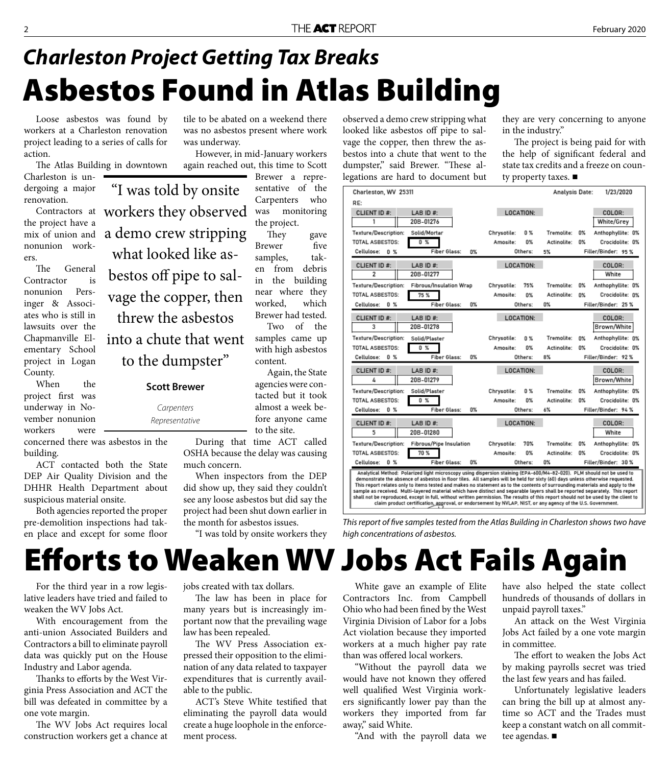## *Charleston Project Getting Tax Breaks*

# Asbestos Found in Atlas Building

Loose asbestos was found by workers at a Charleston renovation project leading to a series of calls for action.

The Atlas Building in downtown Charleston is undergoing a major renovation.

Contractors at the project have a mix of union and nonunion workers.

The General Contractor is nonunion Persinger & Associates who is still in lawsuits over the Chapmanville Elementary School project in Logan County.

When the project first was underway in November nonunion workers were concerned there was asbestos in the building.

ACT contacted both the State DEP Air Quality Division and the DHHR Health Department about suspicious material onsite.

Both agencies reported the proper pre-demolition inspections had taken place and except for some floor tile to be abated on a weekend there was no asbestos present where work was underway.

However, in mid-January workers again reached out, this time to Scott Brewer a representative of the Carpenters who was monitoring the project.

They gave Brewer five samples, taken from debris in the building near where they worked, which Brewer had tested.

Two of the samples came up with high asbestos content.

Again, the State agencies were contacted but it took almost a week before anyone came to the site.

During that time ACT called OSHA because the delay was causing much concern.

When inspectors from the DEP did show up, they said they couldn't see any loose asbestos but did say the project had been shut down earlier in the month for asbestos issues.

"I was told by onsite workers they observed a demo crew stripping what looked like asbestos off pipe to salvage the copper, then threw the asbestos into a chute that went to the dumpster," said Brewer. "These allegations are hard to document but they are very concerning to anyone in the industry."

The project is being paid for with the help of significant federal and state tax credits and a freeze on county property taxes. ■

> "I was told by onsite workers they observed a demo crew stripping what looked like asbestos off pipe to salvage the copper, then threw the asbestos into a chute that went to the dumpster"
>
> **Scott Brewer**
>
> *Carpenters Representative*

Charleston, WV 25311 — Analysis Date: 1/23/2020

RE:

| CLIENT ID # | LAB ID # | LOCATION | COLOR | Texture/Description | TOTAL ASBESTOS | Chrysotile | Amosite | Tremolite | Actinolite | Anthophyllite | Crocidolite | Cellulose | Fiber Glass | Others | Filler/Binder |
|---|---|---|---|---|---|---|---|---|---|---|---|---|---|---|---|
| 1 | 20B-01276 | | White/Grey | Solid/Mortar | 0 % | 0 % | 0% | 0% | 0% | 0% | 0% | 0 % | 0% | 5% | 95 % |
| 2 | 20B-01277 | | White | Fibrous/Insulation Wrap | 75 % | 75% | 0% | 0% | 0% | 0% | 0% | 0 % | 0% | 0% | 25 % |
| 3 | 20B-01278 | | Brown/White | Solid/Plaster | 0 % | 0 % | 0% | 0% | 0% | 0% | 0% | 0 % | 0% | 8% | 92 % |
| 4 | 20B-01279 | | Brown/White | Solid/Plaster | 0 % | 0 % | 0% | 0% | 0% | 0% | 0% | 0 % | 0% | 6% | 94 % |
| 5 | 20B-01280 | | White | Fibrous/Pipe Insulation | 70 % | 70% | 0% | 0% | 0% | 0% | 0% | 0 % | 0% | 0% | 30 % |

Analytical Method: Polarized light microscopy using dispersion staining (EPA-600/M4-82-020). PLM should not be used to demonstrate the absence of asbestos in floor tiles. All samples will be held for sixty (60) days unless otherwise requested. This report relates only to items tested and makes no statement as to the contents of surrounding materials and apply to the sample as received. Multi-layered material which have distinct and separable layers shall be reported separately. This report shall not be reproduced, except in full, without written permission. The results of this report should not be used by the client to claim product certification, approval, or endorsement by NVLAP, NIST, or any agency of the U.S. Government.

*This report of five samples tested from the Atlas Building in Charleston shows two have high concentrations of asbestos.*

# Efforts to Weaken WV Jobs Act Fails Again

For the third year in a row legislative leaders have tried and failed to weaken the WV Jobs Act.

With encouragement from the anti-union Associated Builders and Contractors a bill to eliminate payroll data was quickly put on the House Industry and Labor agenda.

Thanks to efforts by the West Virginia Press Association and ACT the bill was defeated in committee by a one vote margin.

The WV Jobs Act requires local construction workers get a chance at jobs created with tax dollars.

The law has been in place for many years but is increasingly important now that the prevailing wage law has been repealed.

The WV Press Association expressed their opposition to the elimination of any data related to taxpayer expenditures that is currently available to the public.

ACT's Steve White testified that eliminating the payroll data would create a huge loophole in the enforcement process.

White gave an example of Elite Contractors Inc. from Campbell Ohio who had been fined by the West Virginia Division of Labor for a Jobs Act violation because they imported workers at a much higher pay rate than was offered local workers.

"Without the payroll data we would have not known they offered well qualified West Virginia workers significantly lower pay than the workers they imported from far away," said White.

"And with the payroll data we have also helped the state collect hundreds of thousands of dollars in unpaid payroll taxes."

An attack on the West Virginia Jobs Act failed by a one vote margin in committee.

The effort to weaken the Jobs Act by making payrolls secret was tried the last few years and has failed.

Unfortunately legislative leaders can bring the bill up at almost anytime so ACT and the Trades must keep a constant watch on all committee agendas. ■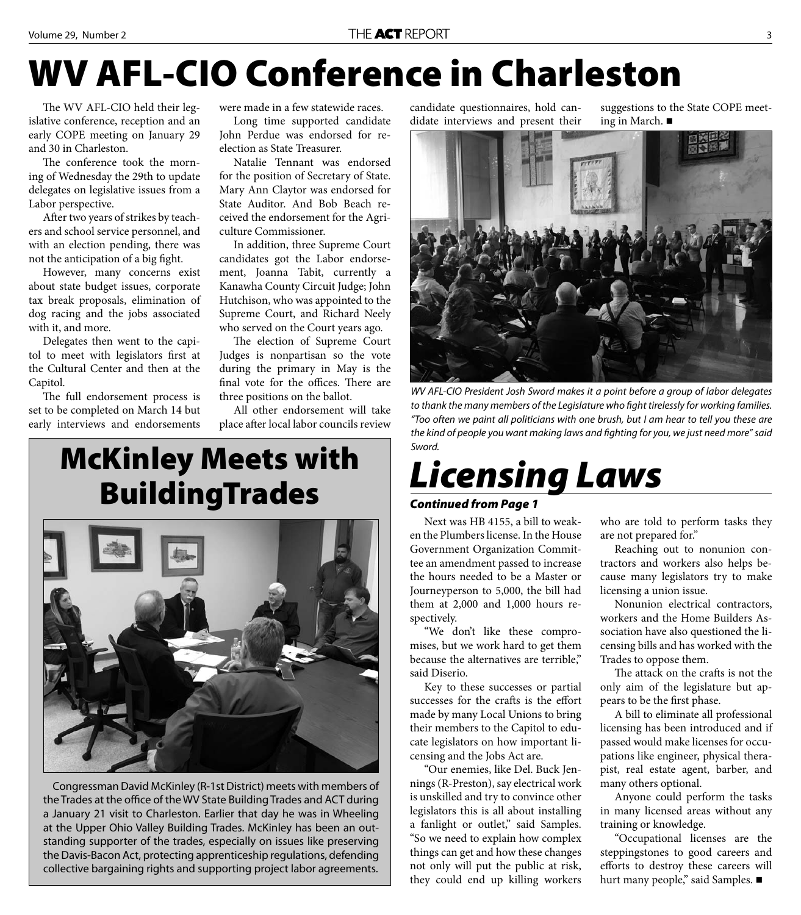# WV AFL-CIO Conference in Charleston

The WV AFL-CIO held their legislative conference, reception and an early COPE meeting on January 29 and 30 in Charleston.

The conference took the morning of Wednesday the 29th to update delegates on legislative issues from a Labor perspective.

After two years of strikes by teachers and school service personnel, and with an election pending, there was not the anticipation of a big fight.

However, many concerns exist about state budget issues, corporate tax break proposals, elimination of dog racing and the jobs associated with it, and more.

Delegates then went to the capitol to meet with legislators first at the Cultural Center and then at the Capitol.

The full endorsement process is set to be completed on March 14 but early interviews and endorsements were made in a few statewide races.

Long time supported candidate John Perdue was endorsed for re-election as State Treasurer.

Natalie Tennant was endorsed for the position of Secretary of State. Mary Ann Claytor was endorsed for State Auditor. And Bob Beach received the endorsement for the Agriculture Commissioner.

In addition, three Supreme Court candidates got the Labor endorsement, Joanna Tabit, currently a Kanawha County Circuit Judge; John Hutchison, who was appointed to the Supreme Court, and Richard Neely who served on the Court years ago.

The election of Supreme Court Judges is nonpartisan so the vote during the primary in May is the final vote for the offices. There are three positions on the ballot.

All other endorsement will take place after local labor councils review candidate questionnaires, hold candidate interviews and present their suggestions to the State COPE meeting in March. ■

*WV AFL-CIO President Josh Sword makes it a point before a group of labor delegates to thank the many members of the Legislature who fight tirelessly for working families. "Too often we paint all politicians with one brush, but I am hear to tell you these are the kind of people you want making laws and fighting for you, we just need more" said Sword.*

## McKinley Meets with BuildingTrades

Congressman David McKinley (R-1st District) meets with members of the Trades at the office of the WV State Building Trades and ACT during a January 21 visit to Charleston. Earlier that day he was in Wheeling at the Upper Ohio Valley Building Trades. McKinley has been an outstanding supporter of the trades, especially on issues like preserving the Davis-Bacon Act, protecting apprenticeship regulations, defending collective bargaining rights and supporting project labor agreements.

## *Licensing Laws*

***Continued from Page 1***

Next was HB 4155, a bill to weaken the Plumbers license. In the House Government Organization Committee an amendment passed to increase the hours needed to be a Master or Journeyperson to 5,000, the bill had them at 2,000 and 1,000 hours respectively.

"We don't like these compromises, but we work hard to get them because the alternatives are terrible," said Diserio.

Key to these successes or partial successes for the crafts is the effort made by many Local Unions to bring their members to the Capitol to educate legislators on how important licensing and the Jobs Act are.

"Our enemies, like Del. Buck Jennings (R-Preston), say electrical work is unskilled and try to convince other legislators this is all about installing a fanlight or outlet," said Samples. "So we need to explain how complex things can get and how these changes not only will put the public at risk, they could end up killing workers who are told to perform tasks they are not prepared for."

Reaching out to nonunion contractors and workers also helps because many legislators try to make licensing a union issue.

Nonunion electrical contractors, workers and the Home Builders Association have also questioned the licensing bills and has worked with the Trades to oppose them.

The attack on the crafts is not the only aim of the legislature but appears to be the first phase.

A bill to eliminate all professional licensing has been introduced and if passed would make licenses for occupations like engineer, physical therapist, real estate agent, barber, and many others optional.

Anyone could perform the tasks in many licensed areas without any training or knowledge.

"Occupational licenses are the steppingstones to good careers and efforts to destroy these careers will hurt many people," said Samples. ■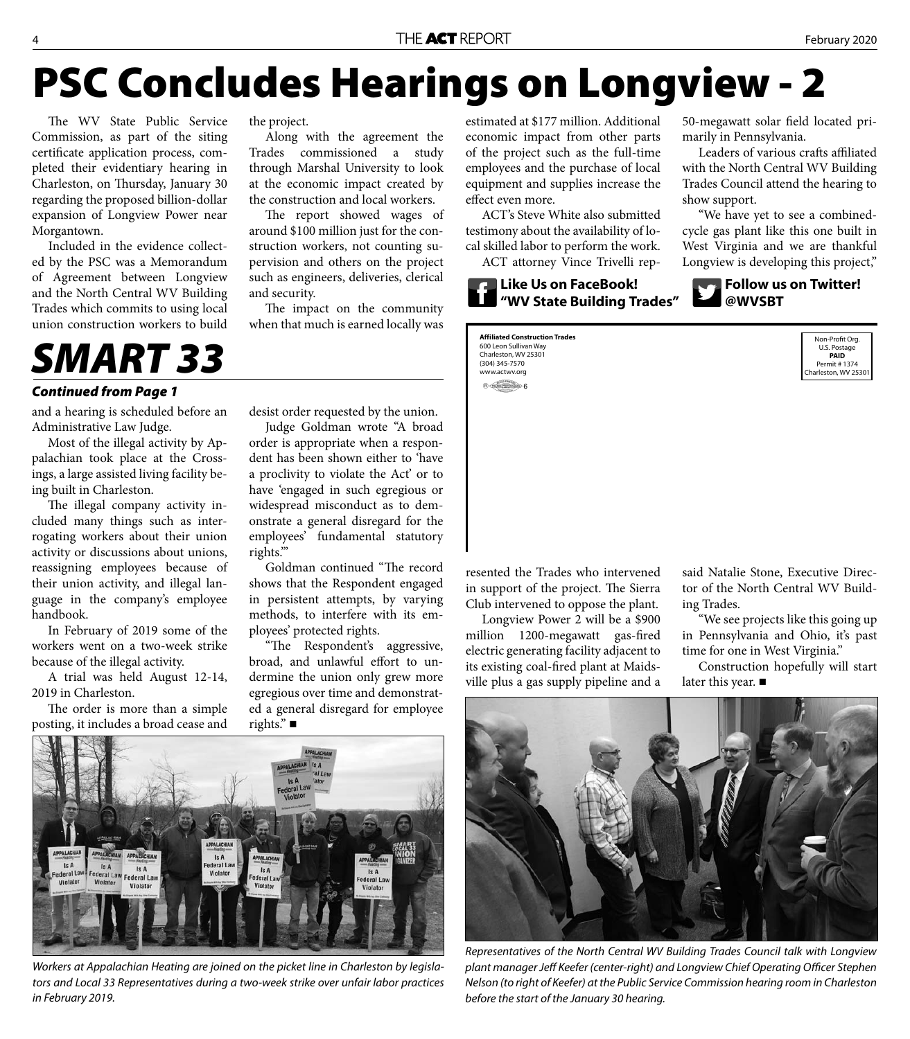# PSC Concludes Hearings on Longview - 2

The WV State Public Service Commission, as part of the siting certificate application process, completed their evidentiary hearing in Charleston, on Thursday, January 30 regarding the proposed billion-dollar expansion of Longview Power near Morgantown.

Included in the evidence collected by the PSC was a Memorandum of Agreement between Longview and the North Central WV Building Trades which commits to using local union construction workers to build the project.

Along with the agreement the Trades commissioned a study through Marshal University to look at the economic impact created by the construction and local workers.

The report showed wages of around $100 million just for the construction workers, not counting supervision and others on the project such as engineers, deliveries, clerical and security.

The impact on the community when that much is earned locally was estimated at $177 million. Additional economic impact from other parts of the project such as the full-time employees and the purchase of local equipment and supplies increase the effect even more.

ACT's Steve White also submitted testimony about the availability of local skilled labor to perform the work.

ACT attorney Vince Trivelli represented the Trades who intervened in support of the project. The Sierra Club intervened to oppose the plant.

Longview Power 2 will be a $900 million 1200-megawatt gas-fired electric generating facility adjacent to its existing coal-fired plant at Maidsville plus a gas supply pipeline and a 50-megawatt solar field located primarily in Pennsylvania.

Leaders of various crafts affiliated with the North Central WV Building Trades Council attend the hearing to show support.

"We have yet to see a combined-cycle gas plant like this one built in West Virginia and we are thankful Longview is developing this project," said Natalie Stone, Executive Director of the North Central WV Building Trades.

"We see projects like this going up in Pennsylvania and Ohio, it's past time for one in West Virginia."

Construction hopefully will start later this year. ■

Representatives of the North Central WV Building Trades Council talk with Longview plant manager Jeff Keefer (center-right) and Longview Chief Operating Officer Stephen Nelson (to right of Keefer) at the Public Service Commission hearing room in Charleston before the start of the January 30 hearing.

**Like Us on FaceBook! "WV State Building Trades"**

**Follow us on Twitter! @WVSBT**

# SMART 33

***Continued from Page 1***

and a hearing is scheduled before an Administrative Law Judge.

Most of the illegal activity by Appalachian took place at the Crossings, a large assisted living facility being built in Charleston.

The illegal company activity included many things such as interrogating workers about their union activity or discussions about unions, reassigning employees because of their union activity, and illegal language in the company's employee handbook.

In February of 2019 some of the workers went on a two-week strike because of the illegal activity.

A trial was held August 12-14, 2019 in Charleston.

The order is more than a simple posting, it includes a broad cease and desist order requested by the union.

Judge Goldman wrote "A broad order is appropriate when a respondent has been shown either to 'have a proclivity to violate the Act' or to have 'engaged in such egregious or widespread misconduct as to demonstrate a general disregard for the employees' fundamental statutory rights.'"

Goldman continued "The record shows that the Respondent engaged in persistent attempts, by varying methods, to interfere with its employees' protected rights.

"The Respondent's aggressive, broad, and unlawful effort to undermine the union only grew more egregious over time and demonstrated a general disregard for employee rights." ■

*Workers at Appalachian Heating are joined on the picket line in Charleston by legislators and Local 33 Representatives during a two-week strike over unfair labor practices in February 2019.*

**Affiliated Construction Trades**
600 Leon Sullivan Way
Charleston, WV 25301
(304) 345-7570
www.actwv.org

Non-Profit Org.
U.S. Postage
**PAID**
Permit # 1374
Charleston, WV 25301